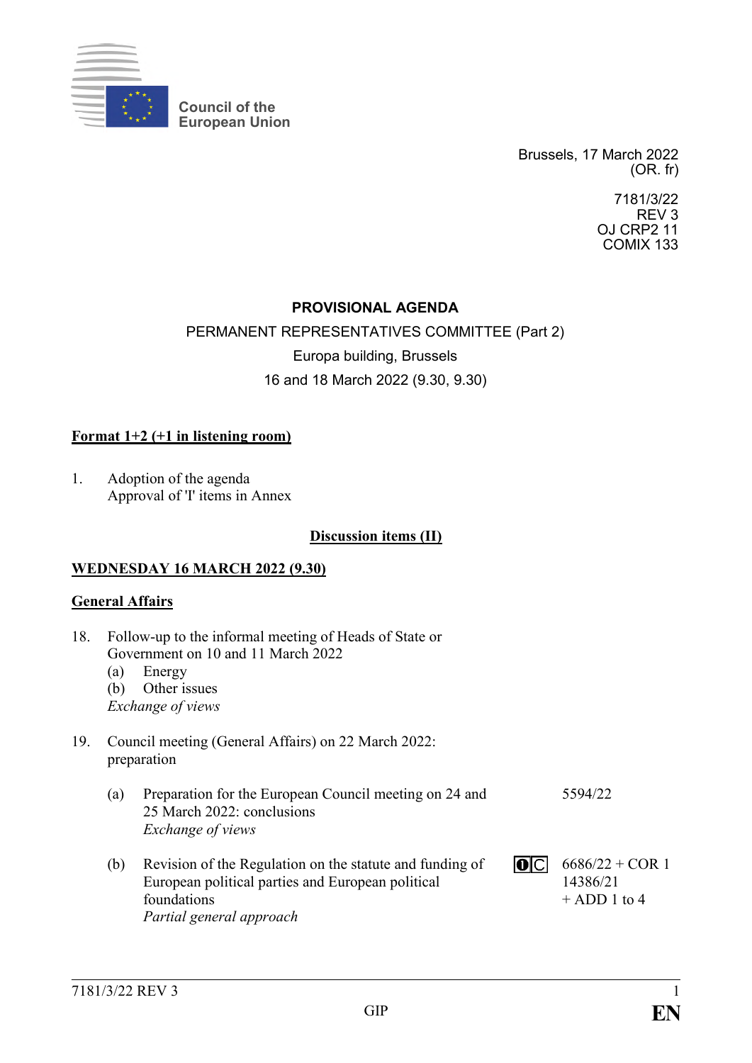Council of the
European Union

Brussels, 17 March 2022
(OR. fr)

7181/3/22
REV 3
OJ CRP2 11
COMIX 133

**PROVISIONAL AGENDA**

PERMANENT REPRESENTATIVES COMMITTEE (Part 2)

Europa building, Brussels

16 and 18 March 2022 (9.30, 9.30)

**Format 1+2 (+1 in listening room)**

1. Adoption of the agenda
   Approval of 'I' items in Annex

**Discussion items (II)**

**WEDNESDAY 16 MARCH 2022 (9.30)**

**General Affairs**

18. Follow-up to the informal meeting of Heads of State or Government on 10 and 11 March 2022
    (a) Energy
    (b) Other issues
    *Exchange of views*

19. Council meeting (General Affairs) on 22 March 2022: preparation

| | | | |
|---|---|---|---|
| (a) | Preparation for the European Council meeting on 24 and 25 March 2022: conclusions<br>*Exchange of views* | | 5594/22 |
| (b) | Revision of the Regulation on the statute and funding of European political parties and European political foundations<br>*Partial general approach* | ❶C | 6686/22 + COR 1<br>14386/21<br>+ ADD 1 to 4 |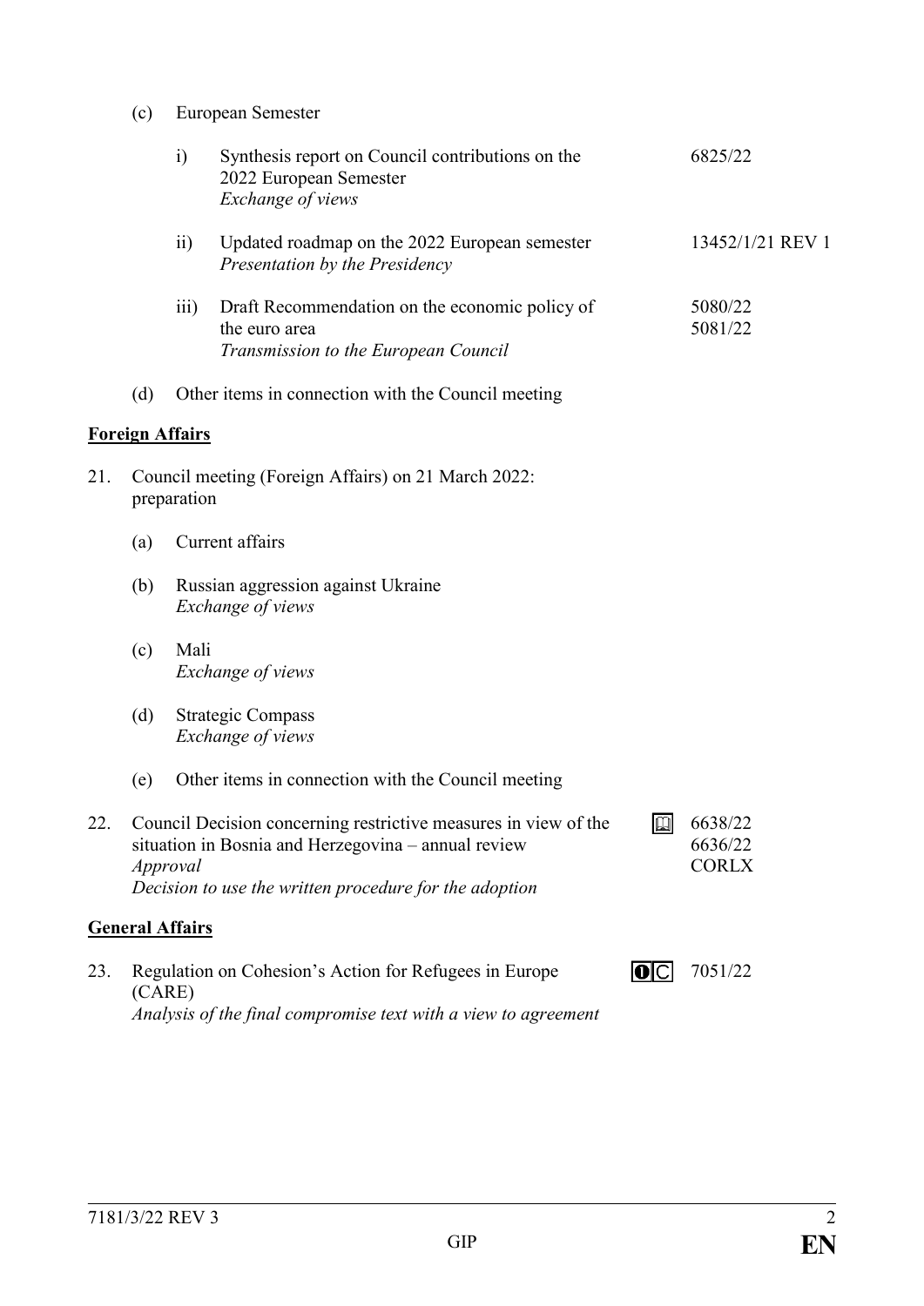(c) European Semester

i) Synthesis report on Council contributions on the 2022 European Semester
*Exchange of views* — 6825/22

ii) Updated roadmap on the 2022 European semester
*Presentation by the Presidency* — 13452/1/21 REV 1

iii) Draft Recommendation on the economic policy of the euro area
*Transmission to the European Council* — 5080/22, 5081/22

(d) Other items in connection with the Council meeting

**Foreign Affairs**

21. Council meeting (Foreign Affairs) on 21 March 2022: preparation

(a) Current affairs

(b) Russian aggression against Ukraine
*Exchange of views*

(c) Mali
*Exchange of views*

(d) Strategic Compass
*Exchange of views*

(e) Other items in connection with the Council meeting

22. Council Decision concerning restrictive measures in view of the situation in Bosnia and Herzegovina – annual review
*Approval*
*Decision to use the written procedure for the adoption* — 6638/22, 6636/22, CORLX

**General Affairs**

23. Regulation on Cohesion's Action for Refugees in Europe (CARE)
*Analysis of the final compromise text with a view to agreement* — 7051/22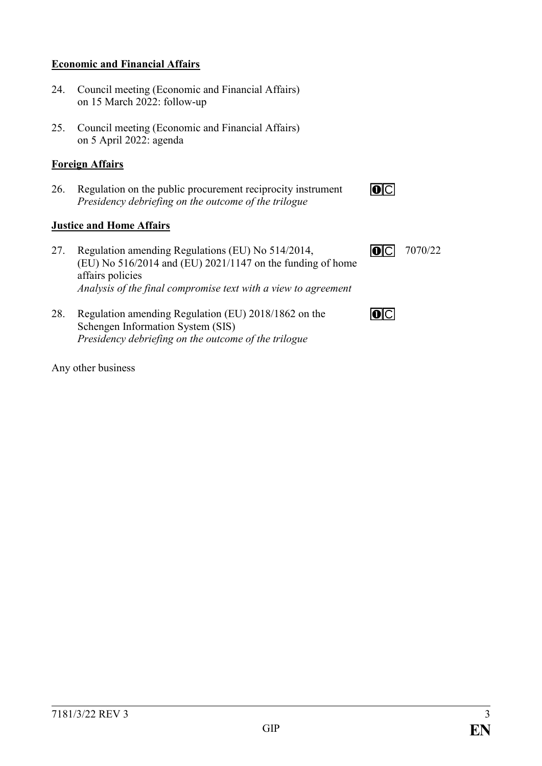**Economic and Financial Affairs**

24. Council meeting (Economic and Financial Affairs) on 15 March 2022: follow-up

25. Council meeting (Economic and Financial Affairs) on 5 April 2022: agenda

**Foreign Affairs**

26. Regulation on the public procurement reciprocity instrument
*Presidency debriefing on the outcome of the trilogue* ❶C

**Justice and Home Affairs**

27. Regulation amending Regulations (EU) No 514/2014, (EU) No 516/2014 and (EU) 2021/1147 on the funding of home affairs policies
*Analysis of the final compromise text with a view to agreement* ❶C 7070/22

28. Regulation amending Regulation (EU) 2018/1862 on the Schengen Information System (SIS)
*Presidency debriefing on the outcome of the trilogue* ❶C

Any other business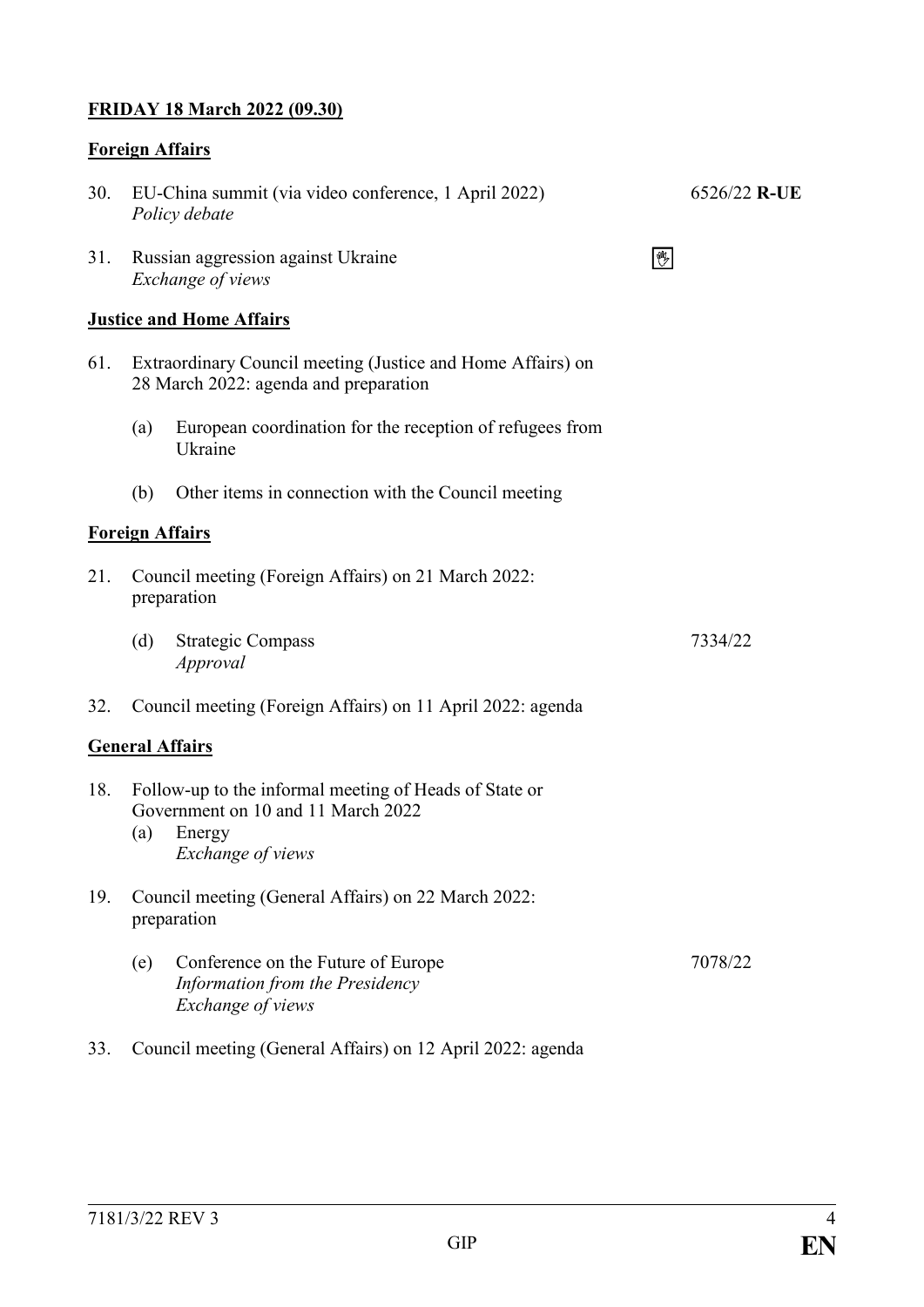**FRIDAY 18 March 2022 (09.30)**

**Foreign Affairs**

30. EU-China summit (via video conference, 1 April 2022) 6526/22 **R-UE**
    *Policy debate*

31. Russian aggression against Ukraine
    *Exchange of views*

**Justice and Home Affairs**

61. Extraordinary Council meeting (Justice and Home Affairs) on 28 March 2022: agenda and preparation

    (a) European coordination for the reception of refugees from Ukraine

    (b) Other items in connection with the Council meeting

**Foreign Affairs**

21. Council meeting (Foreign Affairs) on 21 March 2022: preparation

    (d) Strategic Compass 7334/22
        *Approval*

32. Council meeting (Foreign Affairs) on 11 April 2022: agenda

**General Affairs**

18. Follow-up to the informal meeting of Heads of State or Government on 10 and 11 March 2022

    (a) Energy
        *Exchange of views*

19. Council meeting (General Affairs) on 22 March 2022: preparation

    (e) Conference on the Future of Europe 7078/22
        *Information from the Presidency*
        *Exchange of views*

33. Council meeting (General Affairs) on 12 April 2022: agenda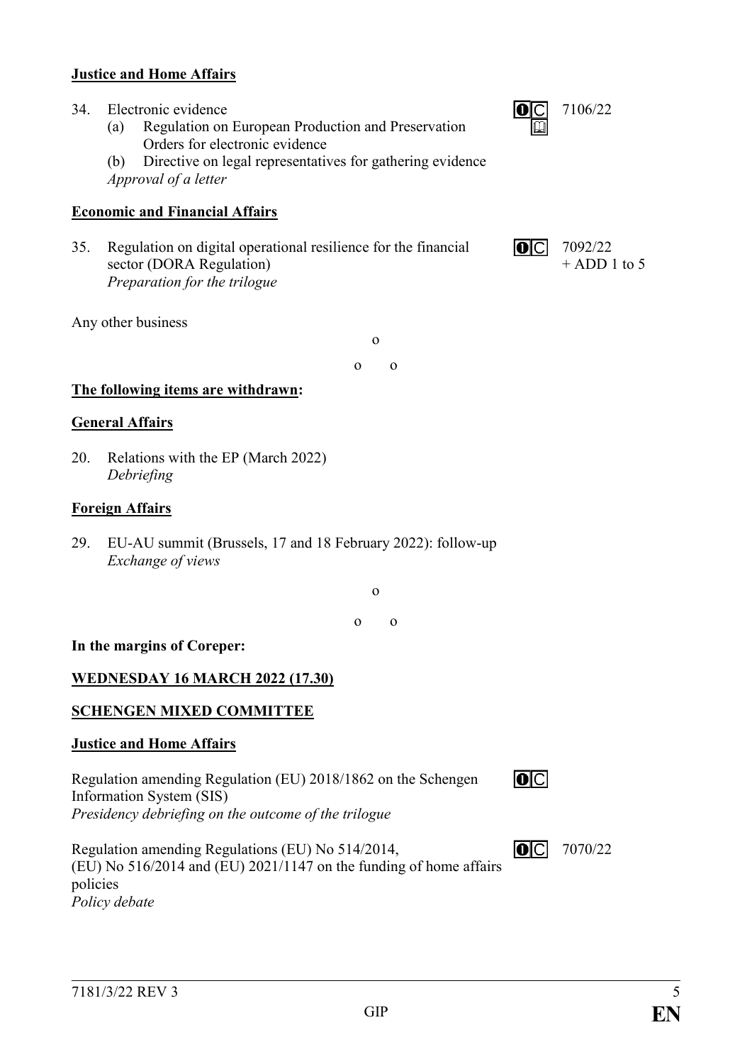**Justice and Home Affairs**

34. Electronic evidence
    (a) Regulation on European Production and Preservation Orders for electronic evidence
    (b) Directive on legal representatives for gathering evidence
    *Approval of a letter*
    7106/22

**Economic and Financial Affairs**

35. Regulation on digital operational resilience for the financial sector (DORA Regulation)
    *Preparation for the trilogue*
    7092/22 + ADD 1 to 5

Any other business

o

o o

**The following items are withdrawn:**

**General Affairs**

20. Relations with the EP (March 2022)
    *Debriefing*

**Foreign Affairs**

29. EU-AU summit (Brussels, 17 and 18 February 2022): follow-up
    *Exchange of views*

o

o o

**In the margins of Coreper:**

**WEDNESDAY 16 MARCH 2022 (17.30)**

**SCHENGEN MIXED COMMITTEE**

**Justice and Home Affairs**

Regulation amending Regulation (EU) 2018/1862 on the Schengen Information System (SIS)
*Presidency debriefing on the outcome of the trilogue*

Regulation amending Regulations (EU) No 514/2014, (EU) No 516/2014 and (EU) 2021/1147 on the funding of home affairs policies
*Policy debate*
7070/22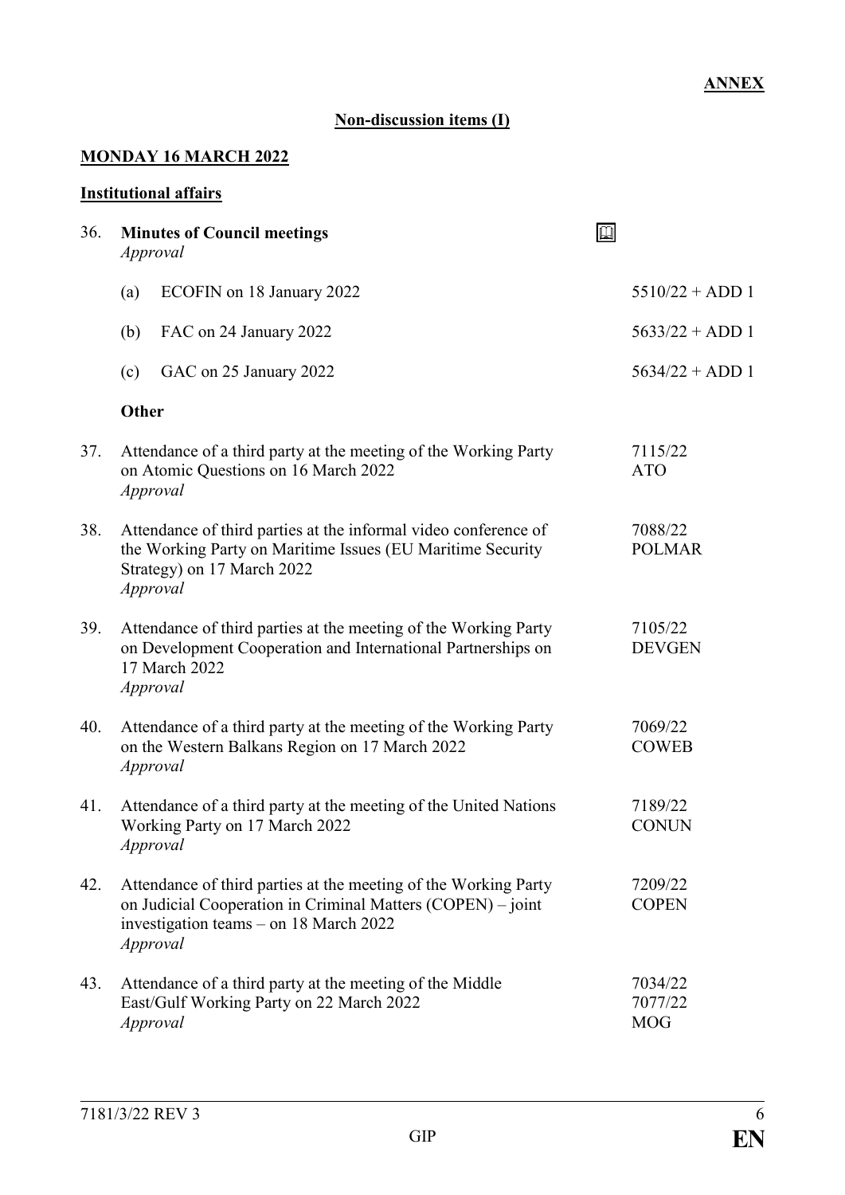**ANNEX**

**Non-discussion items (I)**

**MONDAY 16 MARCH 2022**

**Institutional affairs**

36. **Minutes of Council meetings** 📖
*Approval*

| | | |
|---|---|---|
| (a) | ECOFIN on 18 January 2022 | 5510/22 + ADD 1 |
| (b) | FAC on 24 January 2022 | 5633/22 + ADD 1 |
| (c) | GAC on 25 January 2022 | 5634/22 + ADD 1 |

**Other**

37. Attendance of a third party at the meeting of the Working Party on Atomic Questions on 16 March 2022 — 7115/22 ATO
*Approval*

38. Attendance of third parties at the informal video conference of the Working Party on Maritime Issues (EU Maritime Security Strategy) on 17 March 2022 — 7088/22 POLMAR
*Approval*

39. Attendance of third parties at the meeting of the Working Party on Development Cooperation and International Partnerships on 17 March 2022 — 7105/22 DEVGEN
*Approval*

40. Attendance of a third party at the meeting of the Working Party on the Western Balkans Region on 17 March 2022 — 7069/22 COWEB
*Approval*

41. Attendance of a third party at the meeting of the United Nations Working Party on 17 March 2022 — 7189/22 CONUN
*Approval*

42. Attendance of third parties at the meeting of the Working Party on Judicial Cooperation in Criminal Matters (COPEN) – joint investigation teams – on 18 March 2022 — 7209/22 COPEN
*Approval*

43. Attendance of a third party at the meeting of the Middle East/Gulf Working Party on 22 March 2022 — 7034/22 7077/22 MOG
*Approval*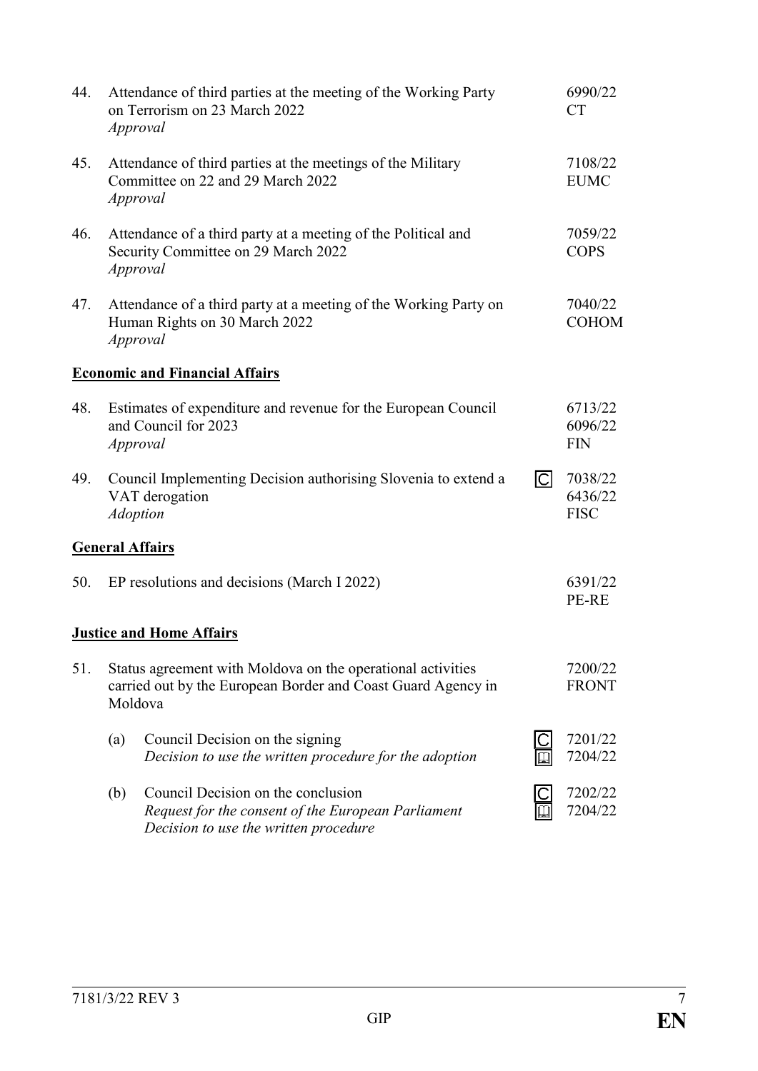44. Attendance of third parties at the meeting of the Working Party on Terrorism on 23 March 2022 — 6990/22 CT
*Approval*

45. Attendance of third parties at the meetings of the Military Committee on 22 and 29 March 2022 — 7108/22 EUMC
*Approval*

46. Attendance of a third party at a meeting of the Political and Security Committee on 29 March 2022 — 7059/22 COPS
*Approval*

47. Attendance of a third party at a meeting of the Working Party on Human Rights on 30 March 2022 — 7040/22 COHOM
*Approval*

**Economic and Financial Affairs**

48. Estimates of expenditure and revenue for the European Council and Council for 2023 — 6713/22 6096/22 FIN
*Approval*

49. Council Implementing Decision authorising Slovenia to extend a VAT derogation — C — 7038/22 6436/22 FISC
*Adoption*

**General Affairs**

50. EP resolutions and decisions (March I 2022) — 6391/22 PE-RE

**Justice and Home Affairs**

51. Status agreement with Moldova on the operational activities carried out by the European Border and Coast Guard Agency in Moldova — 7200/22 FRONT

(a) Council Decision on the signing — C — 7201/22 7204/22
*Decision to use the written procedure for the adoption*

(b) Council Decision on the conclusion — C — 7202/22 7204/22
*Request for the consent of the European Parliament*
*Decision to use the written procedure*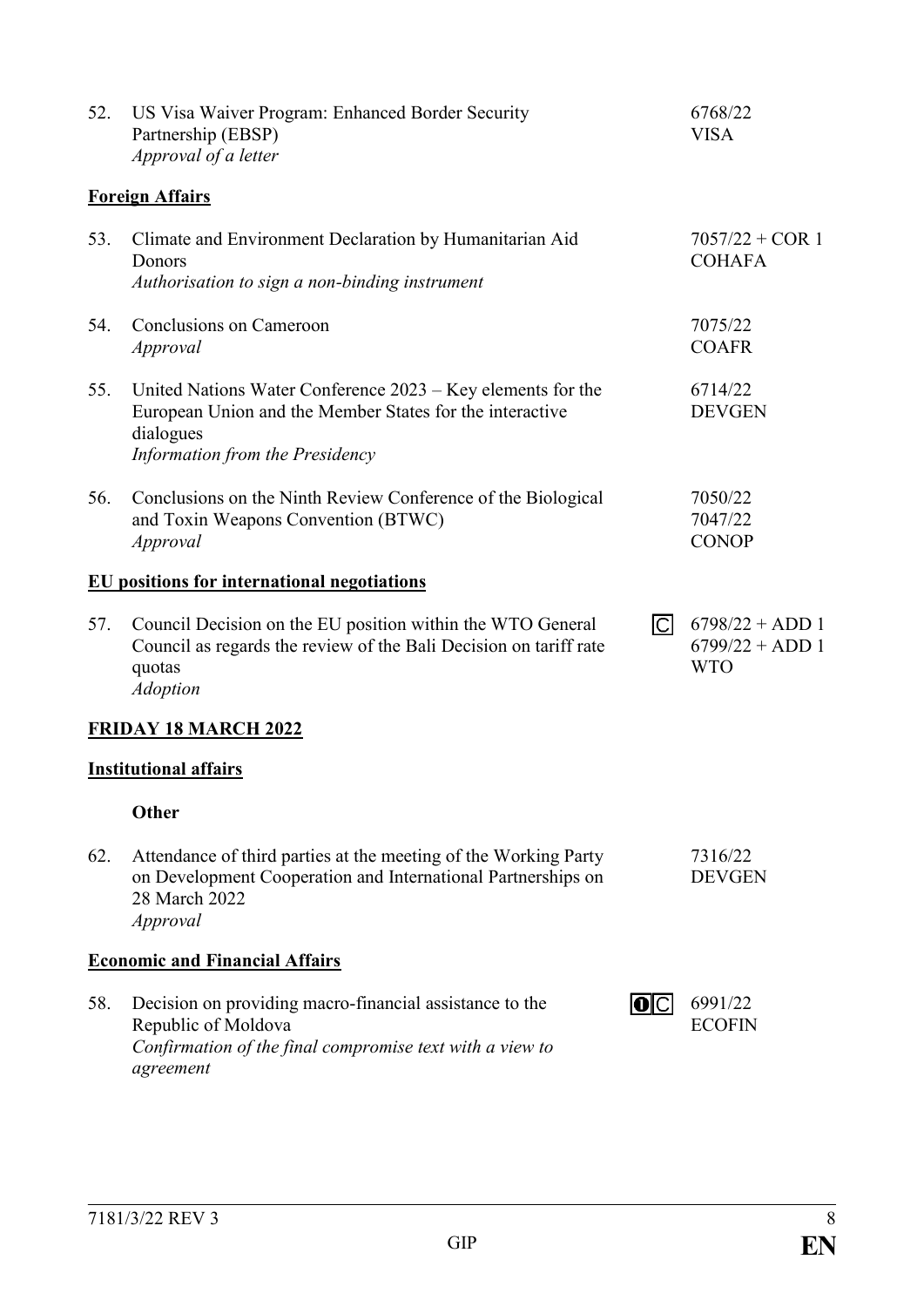| | | | |
|---|---|---|---|
| 52. | US Visa Waiver Program: Enhanced Border Security Partnership (EBSP)<br>*Approval of a letter* | | 6768/22<br>VISA |

**Foreign Affairs**

| | | | |
|---|---|---|---|
| 53. | Climate and Environment Declaration by Humanitarian Aid Donors<br>*Authorisation to sign a non-binding instrument* | | 7057/22 + COR 1<br>COHAFA |
| 54. | Conclusions on Cameroon<br>*Approval* | | 7075/22<br>COAFR |
| 55. | United Nations Water Conference 2023 – Key elements for the European Union and the Member States for the interactive dialogues<br>*Information from the Presidency* | | 6714/22<br>DEVGEN |
| 56. | Conclusions on the Ninth Review Conference of the Biological and Toxin Weapons Convention (BTWC)<br>*Approval* | | 7050/22<br>7047/22<br>CONOP |

**EU positions for international negotiations**

| | | | |
|---|---|---|---|
| 57. | Council Decision on the EU position within the WTO General Council as regards the review of the Bali Decision on tariff rate quotas<br>*Adoption* | C | 6798/22 + ADD 1<br>6799/22 + ADD 1<br>WTO |

**FRIDAY 18 MARCH 2022**

**Institutional affairs**

**Other**

| | | | |
|---|---|---|---|
| 62. | Attendance of third parties at the meeting of the Working Party on Development Cooperation and International Partnerships on 28 March 2022<br>*Approval* | | 7316/22<br>DEVGEN |

**Economic and Financial Affairs**

| | | | |
|---|---|---|---|
| 58. | Decision on providing macro-financial assistance to the Republic of Moldova<br>*Confirmation of the final compromise text with a view to agreement* | ❶ C | 6991/22<br>ECOFIN |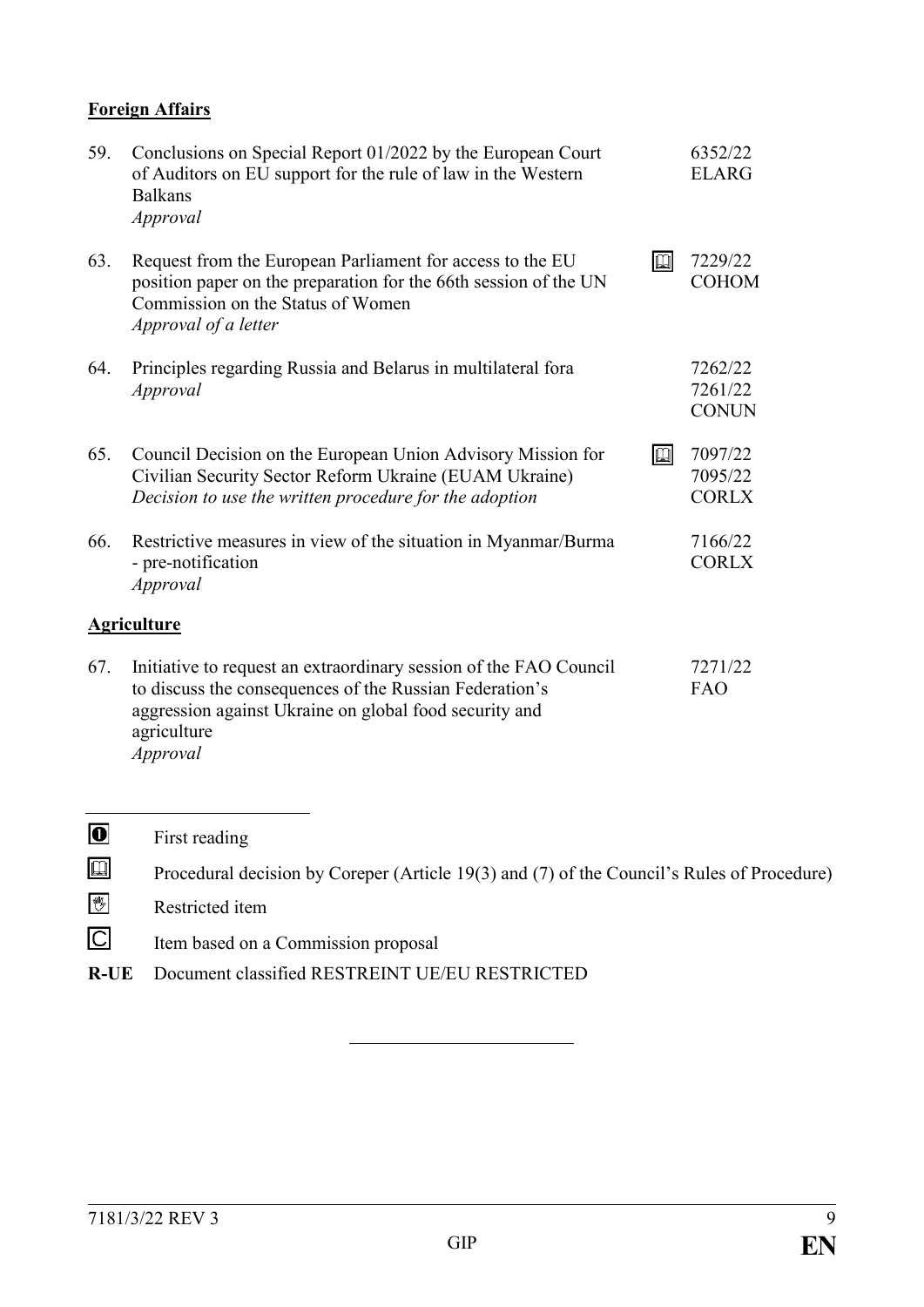**Foreign Affairs**

| | | | |
|---|---|---|---|
| 59. | Conclusions on Special Report 01/2022 by the European Court of Auditors on EU support for the rule of law in the Western Balkans<br>*Approval* | | 6352/22<br>ELARG |
| 63. | Request from the European Parliament for access to the EU position paper on the preparation for the 66th session of the UN Commission on the Status of Women<br>*Approval of a letter* | 🕮 | 7229/22<br>COHOM |
| 64. | Principles regarding Russia and Belarus in multilateral fora<br>*Approval* | | 7262/22<br>7261/22<br>CONUN |
| 65. | Council Decision on the European Union Advisory Mission for Civilian Security Sector Reform Ukraine (EUAM Ukraine)<br>*Decision to use the written procedure for the adoption* | 🕮 | 7097/22<br>7095/22<br>CORLX |
| 66. | Restrictive measures in view of the situation in Myanmar/Burma - pre-notification<br>*Approval* | | 7166/22<br>CORLX |

**Agriculture**

| | | | |
|---|---|---|---|
| 67. | Initiative to request an extraordinary session of the FAO Council to discuss the consequences of the Russian Federation's aggression against Ukraine on global food security and agriculture<br>*Approval* | | 7271/22<br>FAO |

---

| | |
|---|---|
| ❶ | First reading |
| 🕮 | Procedural decision by Coreper (Article 19(3) and (7) of the Council's Rules of Procedure) |
| ✋ | Restricted item |
| Ⓒ | Item based on a Commission proposal |
| **R-UE** | Document classified RESTREINT UE/EU RESTRICTED |